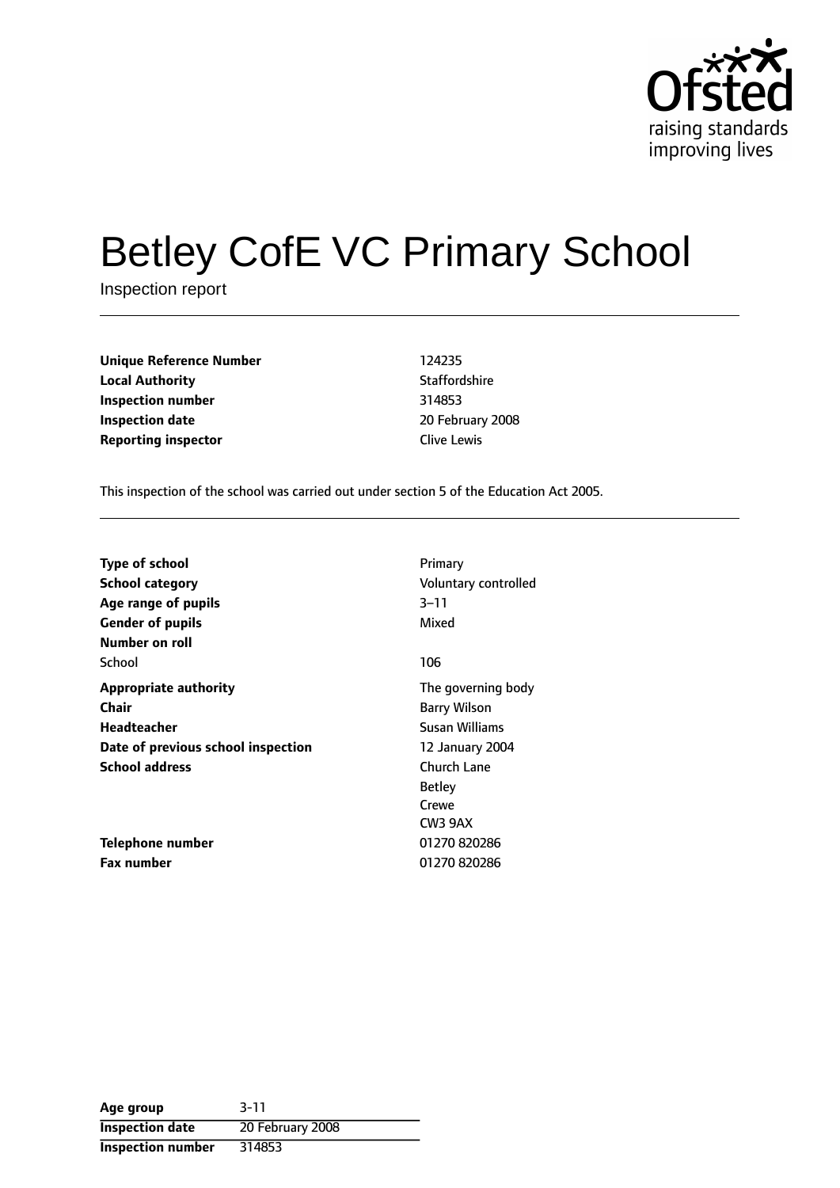Ofsted raising standards improving lives

# Betley CofE VC Primary School

Inspection report

| | |
|---|---|
| **Unique Reference Number** | 124235 |
| **Local Authority** | Staffordshire |
| **Inspection number** | 314853 |
| **Inspection date** | 20 February 2008 |
| **Reporting inspector** | Clive Lewis |

This inspection of the school was carried out under section 5 of the Education Act 2005.

| | |
|---|---|
| **Type of school** | Primary |
| **School category** | Voluntary controlled |
| **Age range of pupils** | 3–11 |
| **Gender of pupils** | Mixed |
| **Number on roll** | |
| School | 106 |
| **Appropriate authority** | The governing body |
| **Chair** | Barry Wilson |
| **Headteacher** | Susan Williams |
| **Date of previous school inspection** | 12 January 2004 |
| **School address** | Church Lane<br>Betley<br>Crewe<br>CW3 9AX |
| **Telephone number** | 01270 820286 |
| **Fax number** | 01270 820286 |

| | |
|---|---|
| **Age group** | 3-11 |
| **Inspection date** | 20 February 2008 |
| **Inspection number** | 314853 |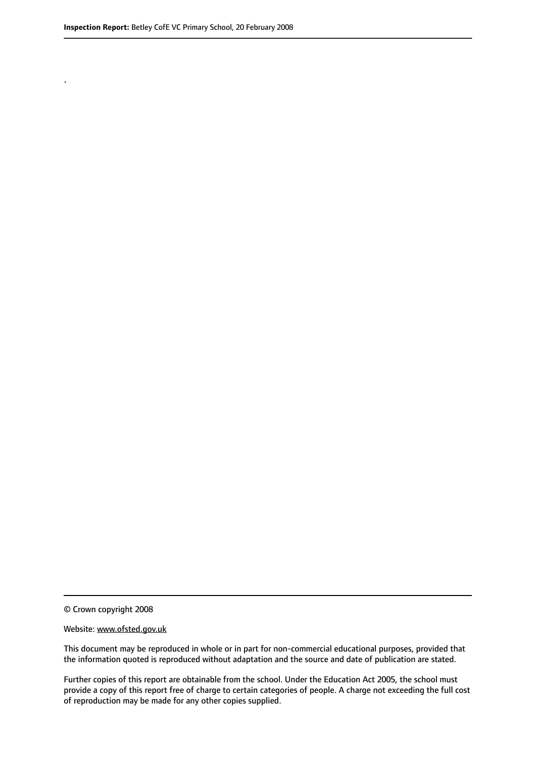.

© Crown copyright 2008

Website: www.ofsted.gov.uk

This document may be reproduced in whole or in part for non-commercial educational purposes, provided that the information quoted is reproduced without adaptation and the source and date of publication are stated.

Further copies of this report are obtainable from the school. Under the Education Act 2005, the school must provide a copy of this report free of charge to certain categories of people. A charge not exceeding the full cost of reproduction may be made for any other copies supplied.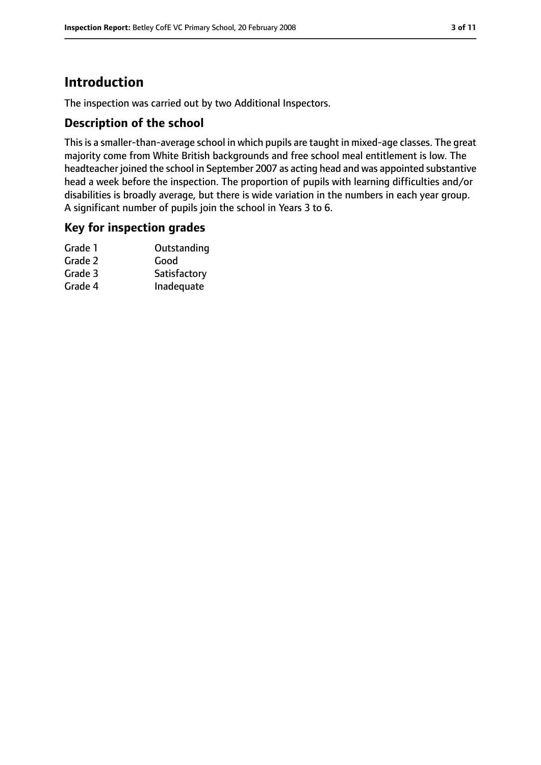# Introduction

The inspection was carried out by two Additional Inspectors.

## Description of the school

This is a smaller-than-average school in which pupils are taught in mixed-age classes. The great majority come from White British backgrounds and free school meal entitlement is low. The headteacher joined the school in September 2007 as acting head and was appointed substantive head a week before the inspection. The proportion of pupils with learning difficulties and/or disabilities is broadly average, but there is wide variation in the numbers in each year group. A significant number of pupils join the school in Years 3 to 6.

## Key for inspection grades

| | |
|---|---|
| Grade 1 | Outstanding |
| Grade 2 | Good |
| Grade 3 | Satisfactory |
| Grade 4 | Inadequate |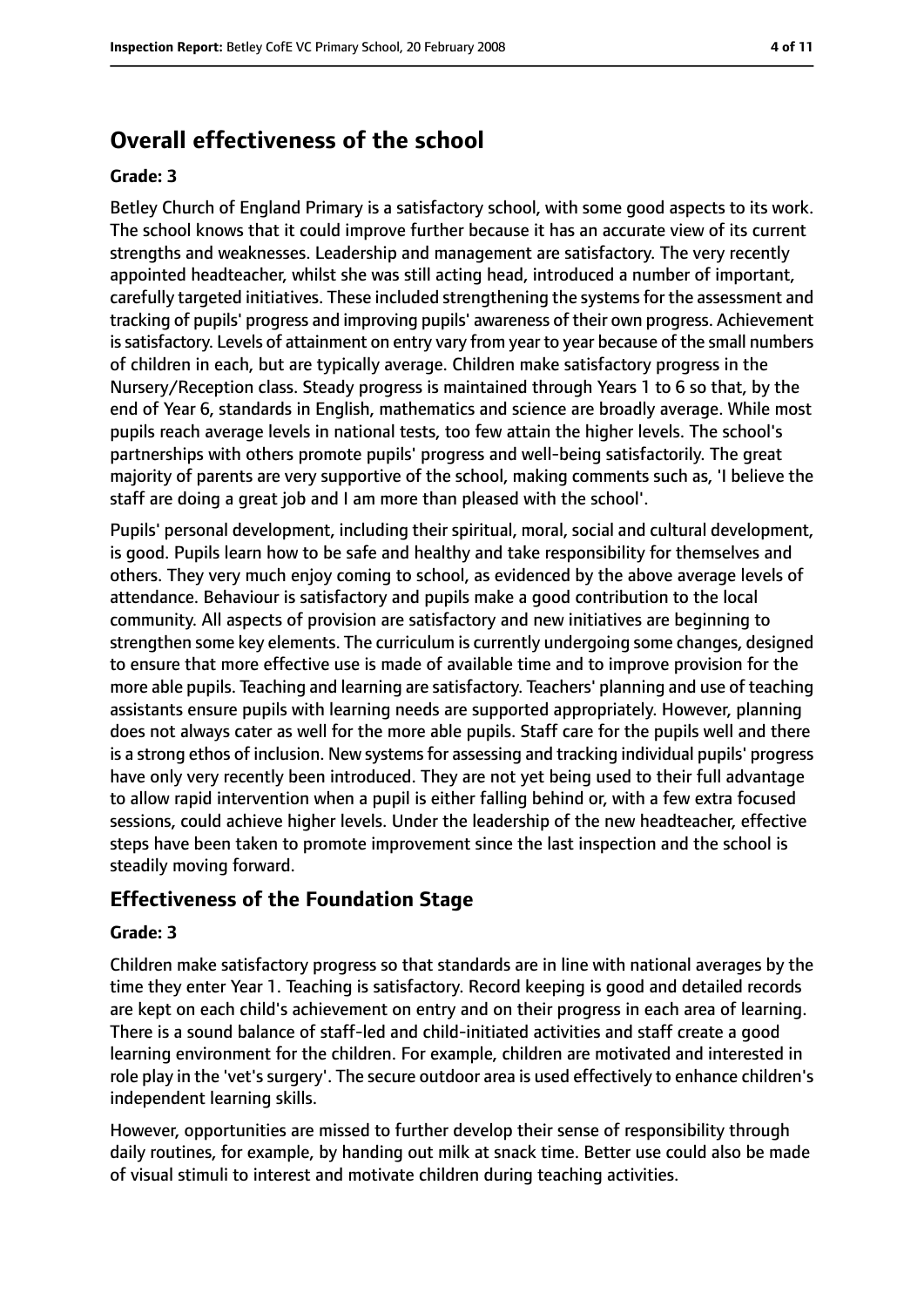## Overall effectiveness of the school

### Grade: 3

Betley Church of England Primary is a satisfactory school, with some good aspects to its work. The school knows that it could improve further because it has an accurate view of its current strengths and weaknesses. Leadership and management are satisfactory. The very recently appointed headteacher, whilst she was still acting head, introduced a number of important, carefully targeted initiatives. These included strengthening the systems for the assessment and tracking of pupils' progress and improving pupils' awareness of their own progress. Achievement is satisfactory. Levels of attainment on entry vary from year to year because of the small numbers of children in each, but are typically average. Children make satisfactory progress in the Nursery/Reception class. Steady progress is maintained through Years 1 to 6 so that, by the end of Year 6, standards in English, mathematics and science are broadly average. While most pupils reach average levels in national tests, too few attain the higher levels. The school's partnerships with others promote pupils' progress and well-being satisfactorily. The great majority of parents are very supportive of the school, making comments such as, 'I believe the staff are doing a great job and I am more than pleased with the school'.

Pupils' personal development, including their spiritual, moral, social and cultural development, is good. Pupils learn how to be safe and healthy and take responsibility for themselves and others. They very much enjoy coming to school, as evidenced by the above average levels of attendance. Behaviour is satisfactory and pupils make a good contribution to the local community. All aspects of provision are satisfactory and new initiatives are beginning to strengthen some key elements. The curriculum is currently undergoing some changes, designed to ensure that more effective use is made of available time and to improve provision for the more able pupils. Teaching and learning are satisfactory. Teachers' planning and use of teaching assistants ensure pupils with learning needs are supported appropriately. However, planning does not always cater as well for the more able pupils. Staff care for the pupils well and there is a strong ethos of inclusion. New systems for assessing and tracking individual pupils' progress have only very recently been introduced. They are not yet being used to their full advantage to allow rapid intervention when a pupil is either falling behind or, with a few extra focused sessions, could achieve higher levels. Under the leadership of the new headteacher, effective steps have been taken to promote improvement since the last inspection and the school is steadily moving forward.

## Effectiveness of the Foundation Stage

### Grade: 3

Children make satisfactory progress so that standards are in line with national averages by the time they enter Year 1. Teaching is satisfactory. Record keeping is good and detailed records are kept on each child's achievement on entry and on their progress in each area of learning. There is a sound balance of staff-led and child-initiated activities and staff create a good learning environment for the children. For example, children are motivated and interested in role play in the 'vet's surgery'. The secure outdoor area is used effectively to enhance children's independent learning skills.

However, opportunities are missed to further develop their sense of responsibility through daily routines, for example, by handing out milk at snack time. Better use could also be made of visual stimuli to interest and motivate children during teaching activities.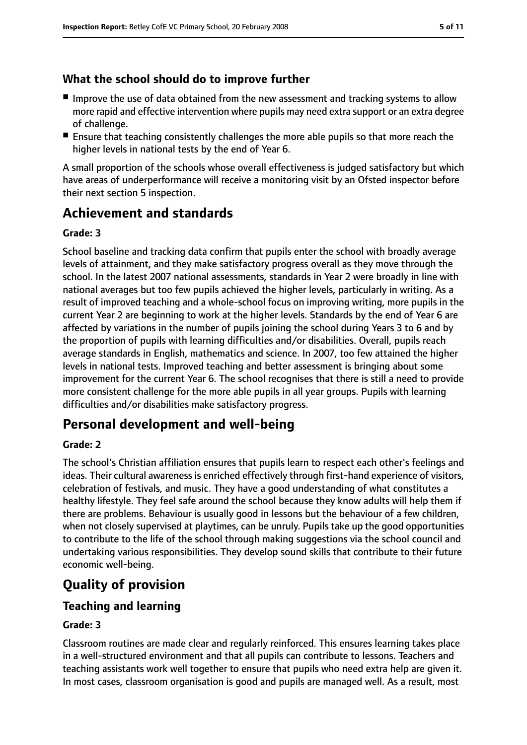### What the school should do to improve further

- Improve the use of data obtained from the new assessment and tracking systems to allow more rapid and effective intervention where pupils may need extra support or an extra degree of challenge.
- Ensure that teaching consistently challenges the more able pupils so that more reach the higher levels in national tests by the end of Year 6.

A small proportion of the schools whose overall effectiveness is judged satisfactory but which have areas of underperformance will receive a monitoring visit by an Ofsted inspector before their next section 5 inspection.

## Achievement and standards

**Grade: 3**

School baseline and tracking data confirm that pupils enter the school with broadly average levels of attainment, and they make satisfactory progress overall as they move through the school. In the latest 2007 national assessments, standards in Year 2 were broadly in line with national averages but too few pupils achieved the higher levels, particularly in writing. As a result of improved teaching and a whole-school focus on improving writing, more pupils in the current Year 2 are beginning to work at the higher levels. Standards by the end of Year 6 are affected by variations in the number of pupils joining the school during Years 3 to 6 and by the proportion of pupils with learning difficulties and/or disabilities. Overall, pupils reach average standards in English, mathematics and science. In 2007, too few attained the higher levels in national tests. Improved teaching and better assessment is bringing about some improvement for the current Year 6. The school recognises that there is still a need to provide more consistent challenge for the more able pupils in all year groups. Pupils with learning difficulties and/or disabilities make satisfactory progress.

## Personal development and well-being

**Grade: 2**

The school's Christian affiliation ensures that pupils learn to respect each other's feelings and ideas. Their cultural awareness is enriched effectively through first-hand experience of visitors, celebration of festivals, and music. They have a good understanding of what constitutes a healthy lifestyle. They feel safe around the school because they know adults will help them if there are problems. Behaviour is usually good in lessons but the behaviour of a few children, when not closely supervised at playtimes, can be unruly. Pupils take up the good opportunities to contribute to the life of the school through making suggestions via the school council and undertaking various responsibilities. They develop sound skills that contribute to their future economic well-being.

## Quality of provision

### Teaching and learning

**Grade: 3**

Classroom routines are made clear and regularly reinforced. This ensures learning takes place in a well-structured environment and that all pupils can contribute to lessons. Teachers and teaching assistants work well together to ensure that pupils who need extra help are given it. In most cases, classroom organisation is good and pupils are managed well. As a result, most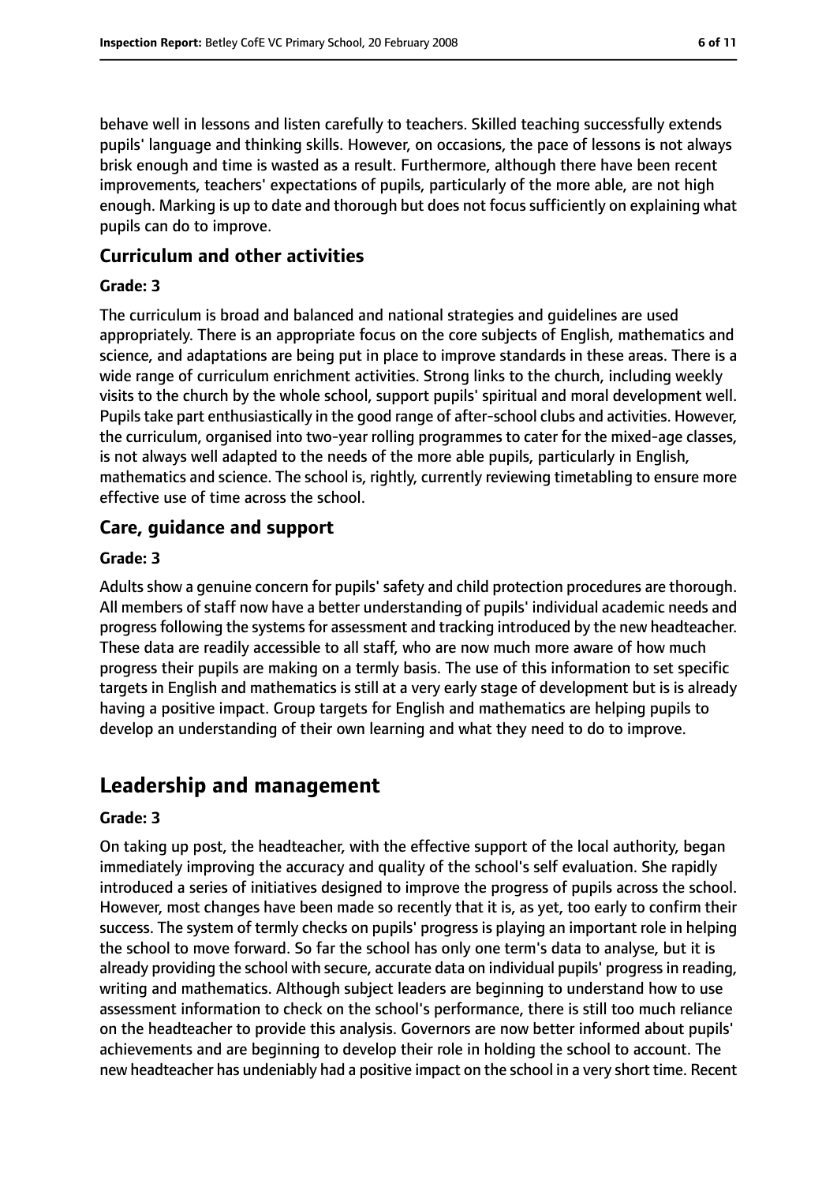behave well in lessons and listen carefully to teachers. Skilled teaching successfully extends pupils' language and thinking skills. However, on occasions, the pace of lessons is not always brisk enough and time is wasted as a result. Furthermore, although there have been recent improvements, teachers' expectations of pupils, particularly of the more able, are not high enough. Marking is up to date and thorough but does not focus sufficiently on explaining what pupils can do to improve.

### Curriculum and other activities

#### Grade: 3

The curriculum is broad and balanced and national strategies and guidelines are used appropriately. There is an appropriate focus on the core subjects of English, mathematics and science, and adaptations are being put in place to improve standards in these areas. There is a wide range of curriculum enrichment activities. Strong links to the church, including weekly visits to the church by the whole school, support pupils' spiritual and moral development well. Pupils take part enthusiastically in the good range of after-school clubs and activities. However, the curriculum, organised into two-year rolling programmes to cater for the mixed-age classes, is not always well adapted to the needs of the more able pupils, particularly in English, mathematics and science. The school is, rightly, currently reviewing timetabling to ensure more effective use of time across the school.

### Care, guidance and support

#### Grade: 3

Adults show a genuine concern for pupils' safety and child protection procedures are thorough. All members of staff now have a better understanding of pupils' individual academic needs and progress following the systems for assessment and tracking introduced by the new headteacher. These data are readily accessible to all staff, who are now much more aware of how much progress their pupils are making on a termly basis. The use of this information to set specific targets in English and mathematics is still at a very early stage of development but is is already having a positive impact. Group targets for English and mathematics are helping pupils to develop an understanding of their own learning and what they need to do to improve.

## Leadership and management

#### Grade: 3

On taking up post, the headteacher, with the effective support of the local authority, began immediately improving the accuracy and quality of the school's self evaluation. She rapidly introduced a series of initiatives designed to improve the progress of pupils across the school. However, most changes have been made so recently that it is, as yet, too early to confirm their success. The system of termly checks on pupils' progress is playing an important role in helping the school to move forward. So far the school has only one term's data to analyse, but it is already providing the school with secure, accurate data on individual pupils' progress in reading, writing and mathematics. Although subject leaders are beginning to understand how to use assessment information to check on the school's performance, there is still too much reliance on the headteacher to provide this analysis. Governors are now better informed about pupils' achievements and are beginning to develop their role in holding the school to account. The new headteacher has undeniably had a positive impact on the school in a very short time. Recent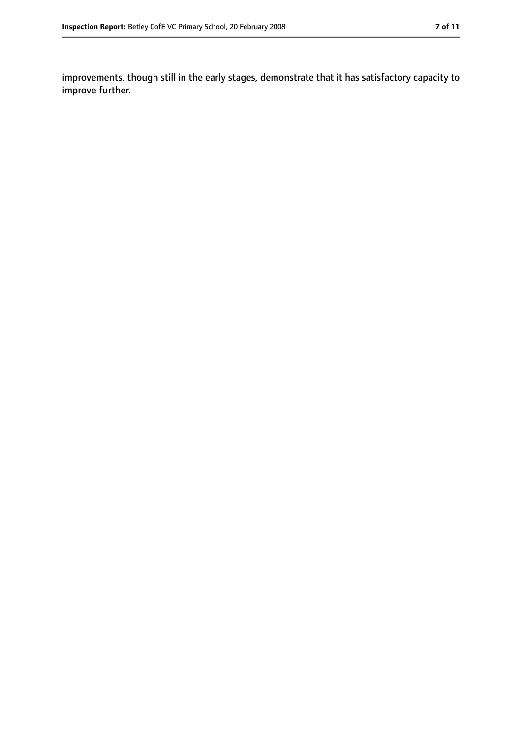improvements, though still in the early stages, demonstrate that it has satisfactory capacity to improve further.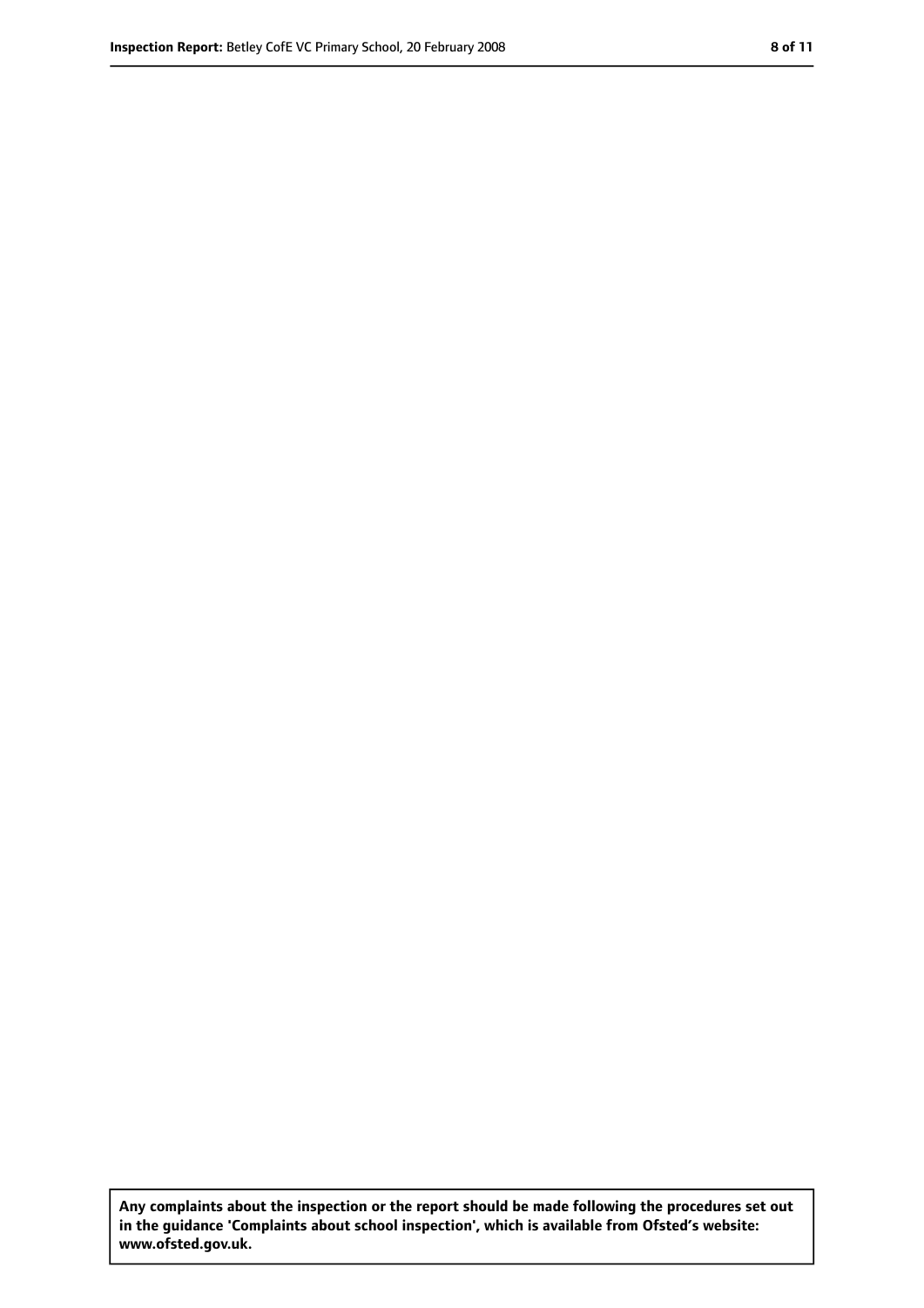**Any complaints about the inspection or the report should be made following the procedures set out in the guidance 'Complaints about school inspection', which is available from Ofsted's website: www.ofsted.gov.uk.**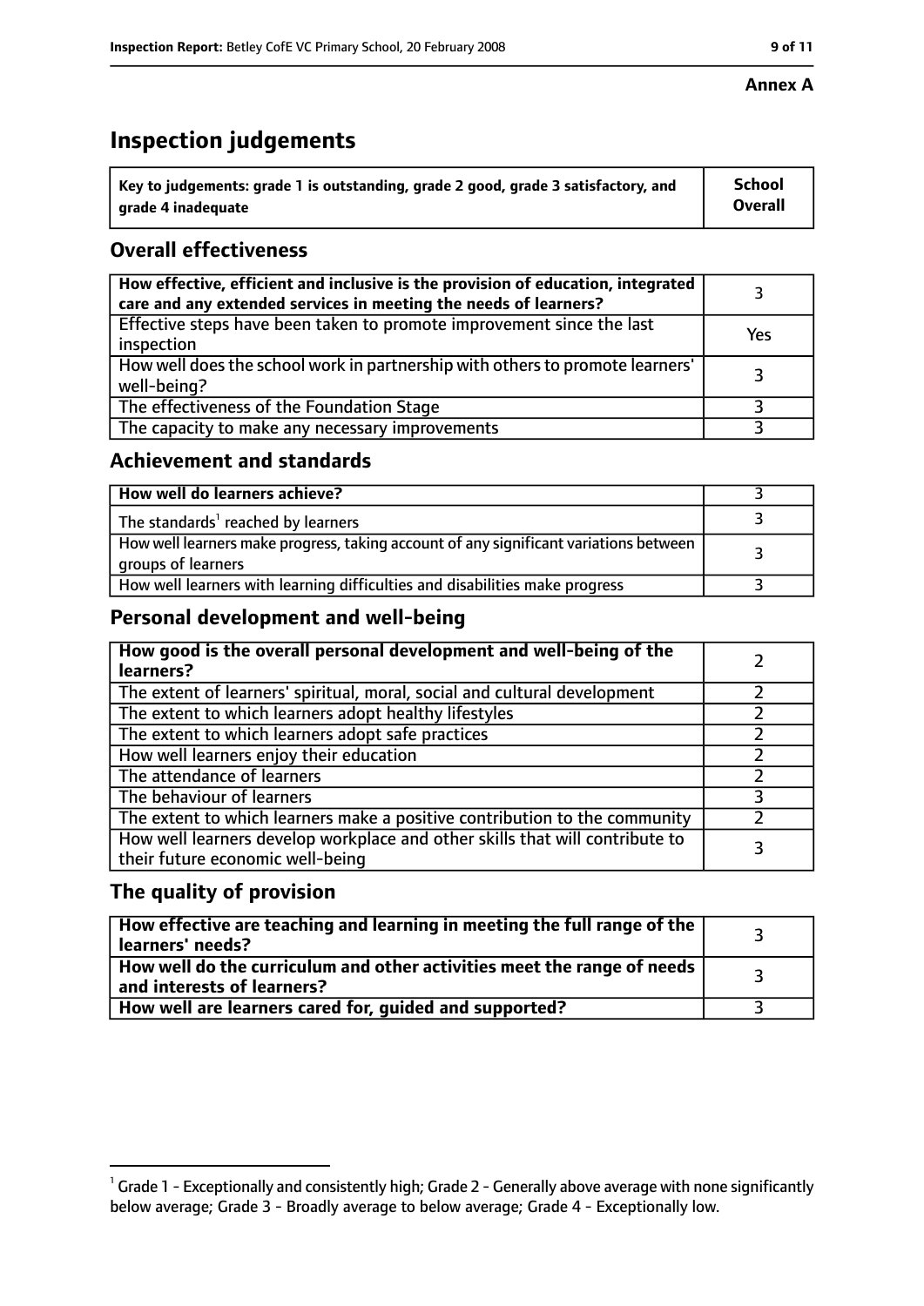**Annex A**

# Inspection judgements

| Key to judgements: grade 1 is outstanding, grade 2 good, grade 3 satisfactory, and grade 4 inadequate | School Overall |
|---|---|

## Overall effectiveness

| | |
|---|---|
| **How effective, efficient and inclusive is the provision of education, integrated care and any extended services in meeting the needs of learners?** | 3 |
| Effective steps have been taken to promote improvement since the last inspection | Yes |
| How well does the school work in partnership with others to promote learners' well-being? | 3 |
| The effectiveness of the Foundation Stage | 3 |
| The capacity to make any necessary improvements | 3 |

## Achievement and standards

| | |
|---|---|
| **How well do learners achieve?** | 3 |
| The standards[1] reached by learners | 3 |
| How well learners make progress, taking account of any significant variations between groups of learners | 3 |
| How well learners with learning difficulties and disabilities make progress | 3 |

## Personal development and well-being

| | |
|---|---|
| **How good is the overall personal development and well-being of the learners?** | 2 |
| The extent of learners' spiritual, moral, social and cultural development | 2 |
| The extent to which learners adopt healthy lifestyles | 2 |
| The extent to which learners adopt safe practices | 2 |
| How well learners enjoy their education | 2 |
| The attendance of learners | 2 |
| The behaviour of learners | 3 |
| The extent to which learners make a positive contribution to the community | 2 |
| How well learners develop workplace and other skills that will contribute to their future economic well-being | 3 |

## The quality of provision

| | |
|---|---|
| **How effective are teaching and learning in meeting the full range of the learners' needs?** | 3 |
| **How well do the curriculum and other activities meet the range of needs and interests of learners?** | 3 |
| **How well are learners cared for, guided and supported?** | 3 |

[1] Grade 1 - Exceptionally and consistently high; Grade 2 - Generally above average with none significantly below average; Grade 3 - Broadly average to below average; Grade 4 - Exceptionally low.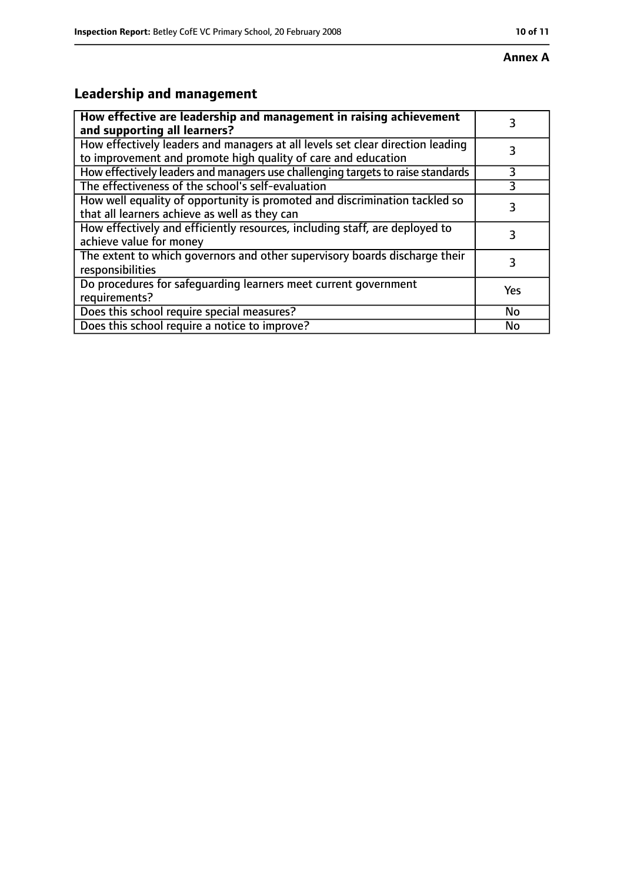**Annex A**

## Leadership and management

| | |
|---|---|
| **How effective are leadership and management in raising achievement and supporting all learners?** | 3 |
| How effectively leaders and managers at all levels set clear direction leading to improvement and promote high quality of care and education | 3 |
| How effectively leaders and managers use challenging targets to raise standards | 3 |
| The effectiveness of the school's self-evaluation | 3 |
| How well equality of opportunity is promoted and discrimination tackled so that all learners achieve as well as they can | 3 |
| How effectively and efficiently resources, including staff, are deployed to achieve value for money | 3 |
| The extent to which governors and other supervisory boards discharge their responsibilities | 3 |
| Do procedures for safeguarding learners meet current government requirements? | Yes |
| Does this school require special measures? | No |
| Does this school require a notice to improve? | No |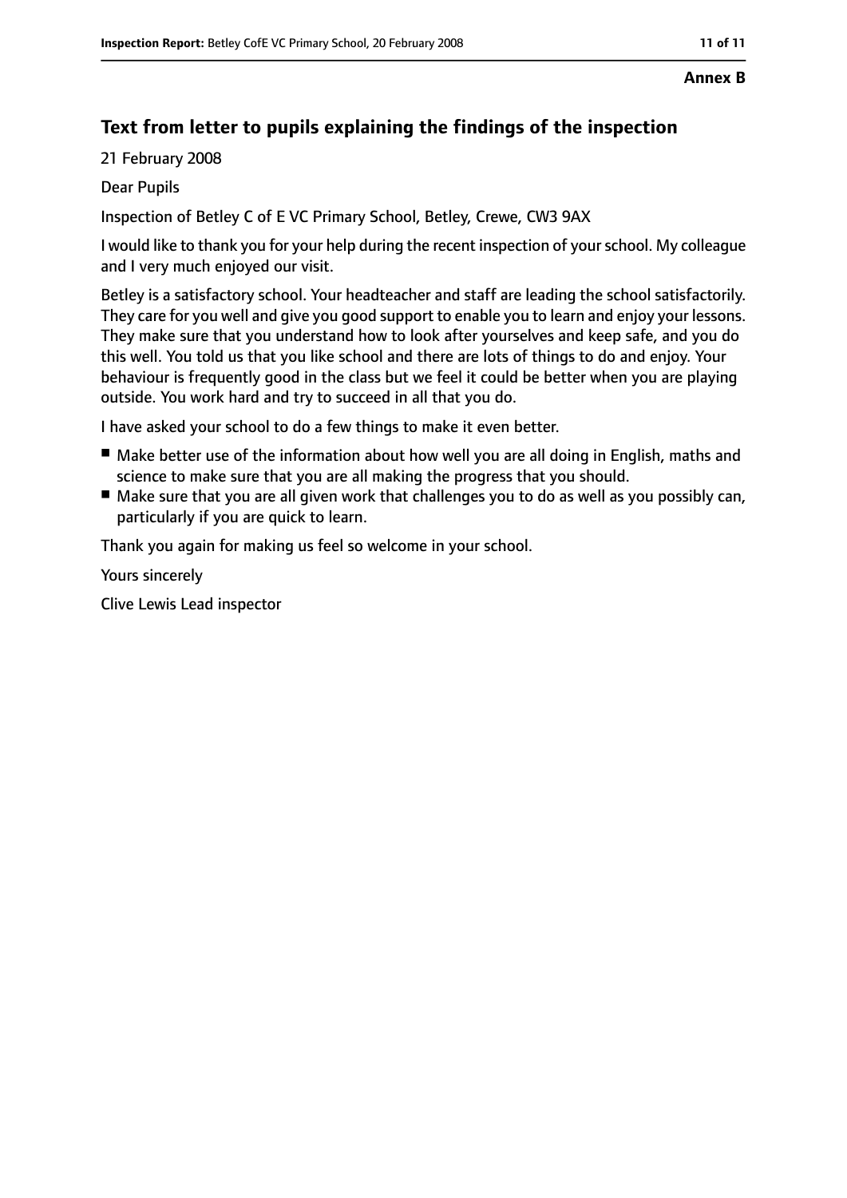**Annex B**

## Text from letter to pupils explaining the findings of the inspection

21 February 2008

Dear Pupils

Inspection of Betley C of E VC Primary School, Betley, Crewe, CW3 9AX

I would like to thank you for your help during the recent inspection of your school. My colleague and I very much enjoyed our visit.

Betley is a satisfactory school. Your headteacher and staff are leading the school satisfactorily. They care for you well and give you good support to enable you to learn and enjoy your lessons. They make sure that you understand how to look after yourselves and keep safe, and you do this well. You told us that you like school and there are lots of things to do and enjoy. Your behaviour is frequently good in the class but we feel it could be better when you are playing outside. You work hard and try to succeed in all that you do.

I have asked your school to do a few things to make it even better.

- Make better use of the information about how well you are all doing in English, maths and science to make sure that you are all making the progress that you should.
- Make sure that you are all given work that challenges you to do as well as you possibly can, particularly if you are quick to learn.

Thank you again for making us feel so welcome in your school.

Yours sincerely

Clive Lewis Lead inspector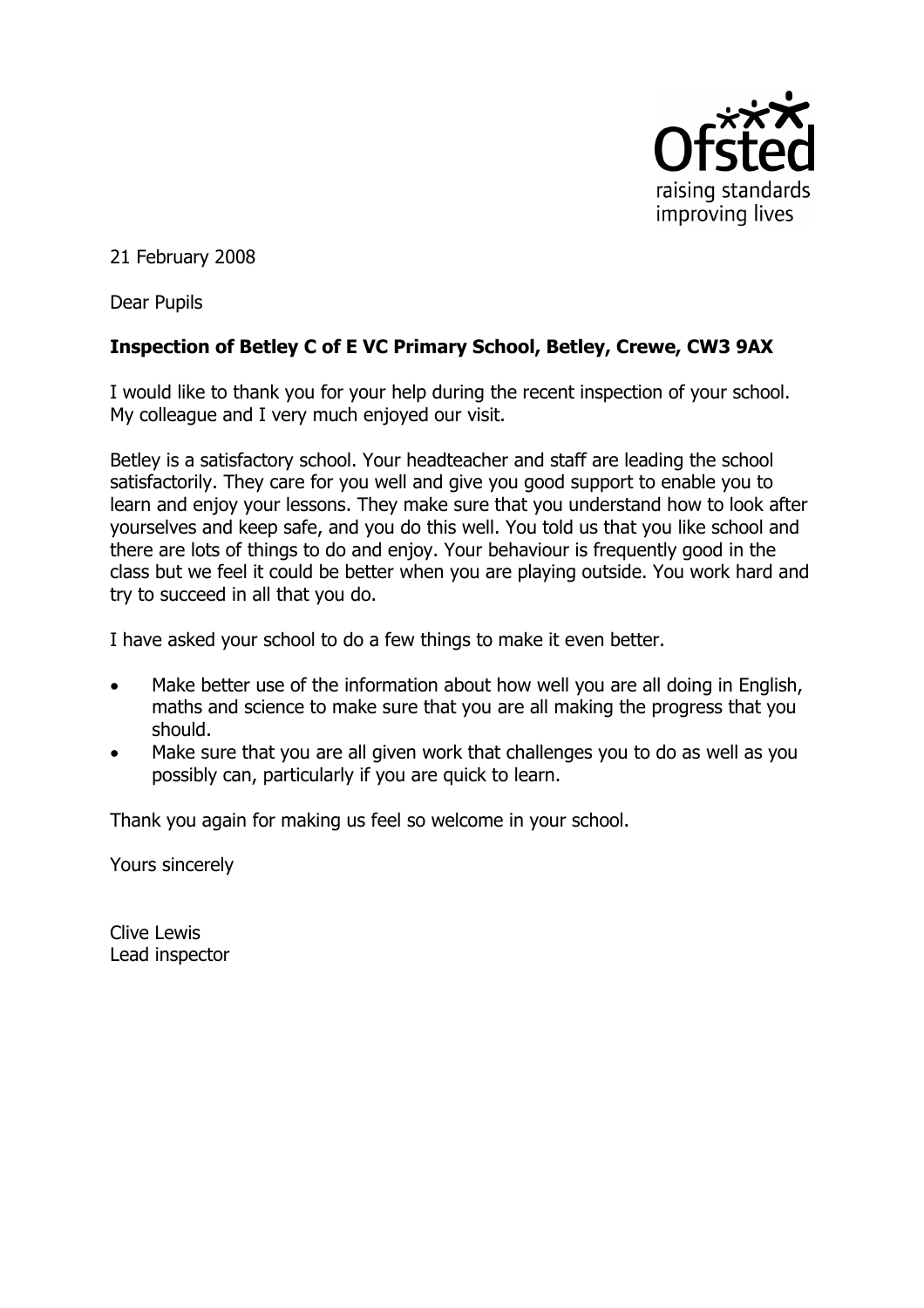21 February 2008

Dear Pupils

**Inspection of Betley C of E VC Primary School, Betley, Crewe, CW3 9AX**

I would like to thank you for your help during the recent inspection of your school. My colleague and I very much enjoyed our visit.

Betley is a satisfactory school. Your headteacher and staff are leading the school satisfactorily. They care for you well and give you good support to enable you to learn and enjoy your lessons. They make sure that you understand how to look after yourselves and keep safe, and you do this well. You told us that you like school and there are lots of things to do and enjoy. Your behaviour is frequently good in the class but we feel it could be better when you are playing outside. You work hard and try to succeed in all that you do.

I have asked your school to do a few things to make it even better.

- Make better use of the information about how well you are all doing in English, maths and science to make sure that you are all making the progress that you should.
- Make sure that you are all given work that challenges you to do as well as you possibly can, particularly if you are quick to learn.

Thank you again for making us feel so welcome in your school.

Yours sincerely

Clive Lewis
Lead inspector